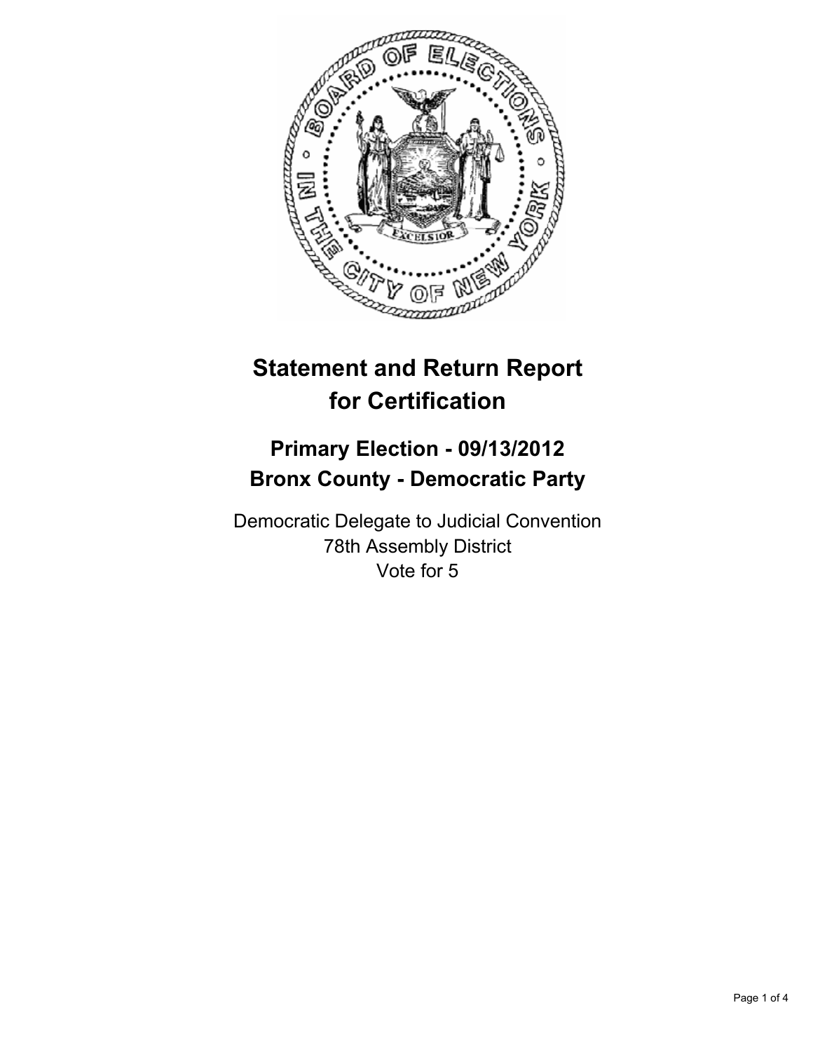# Statement and Return Report for Certification

## Primary Election - 09/13/2012
## Bronx County - Democratic Party

Democratic Delegate to Judicial Convention
78th Assembly District
Vote for 5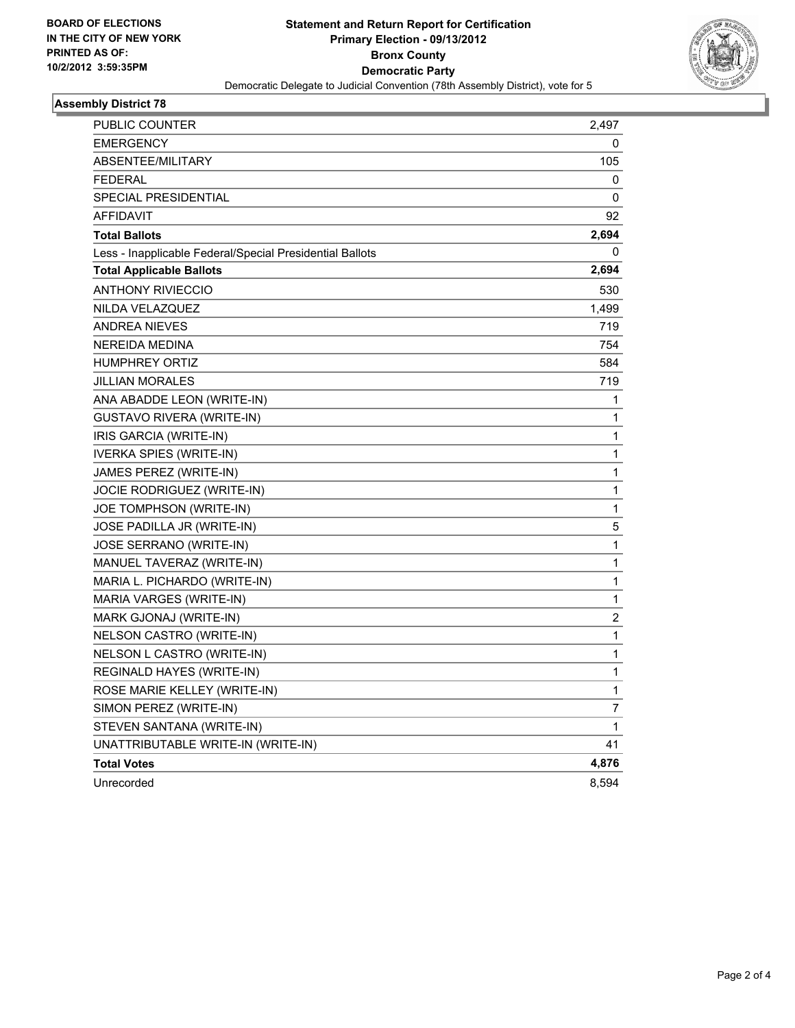**BOARD OF ELECTIONS IN THE CITY OF NEW YORK PRINTED AS OF: 10/2/2012 3:59:35PM**

# Statement and Return Report for Certification
## Primary Election - 09/13/2012
## Bronx County
## Democratic Party
Democratic Delegate to Judicial Convention (78th Assembly District), vote for 5

### Assembly District 78

| | |
|---|---|
| PUBLIC COUNTER | 2,497 |
| EMERGENCY | 0 |
| ABSENTEE/MILITARY | 105 |
| FEDERAL | 0 |
| SPECIAL PRESIDENTIAL | 0 |
| AFFIDAVIT | 92 |
| **Total Ballots** | **2,694** |
| Less - Inapplicable Federal/Special Presidential Ballots | 0 |
| **Total Applicable Ballots** | **2,694** |
| ANTHONY RIVIECCIO | 530 |
| NILDA VELAZQUEZ | 1,499 |
| ANDREA NIEVES | 719 |
| NEREIDA MEDINA | 754 |
| HUMPHREY ORTIZ | 584 |
| JILLIAN MORALES | 719 |
| ANA ABADDE LEON (WRITE-IN) | 1 |
| GUSTAVO RIVERA (WRITE-IN) | 1 |
| IRIS GARCIA (WRITE-IN) | 1 |
| IVERKA SPIES (WRITE-IN) | 1 |
| JAMES PEREZ (WRITE-IN) | 1 |
| JOCIE RODRIGUEZ (WRITE-IN) | 1 |
| JOE TOMPHSON (WRITE-IN) | 1 |
| JOSE PADILLA JR (WRITE-IN) | 5 |
| JOSE SERRANO (WRITE-IN) | 1 |
| MANUEL TAVERAZ (WRITE-IN) | 1 |
| MARIA L. PICHARDO (WRITE-IN) | 1 |
| MARIA VARGES (WRITE-IN) | 1 |
| MARK GJONAJ (WRITE-IN) | 2 |
| NELSON CASTRO (WRITE-IN) | 1 |
| NELSON L CASTRO (WRITE-IN) | 1 |
| REGINALD HAYES (WRITE-IN) | 1 |
| ROSE MARIE KELLEY (WRITE-IN) | 1 |
| SIMON PEREZ (WRITE-IN) | 7 |
| STEVEN SANTANA (WRITE-IN) | 1 |
| UNATTRIBUTABLE WRITE-IN (WRITE-IN) | 41 |
| **Total Votes** | **4,876** |
| Unrecorded | 8,594 |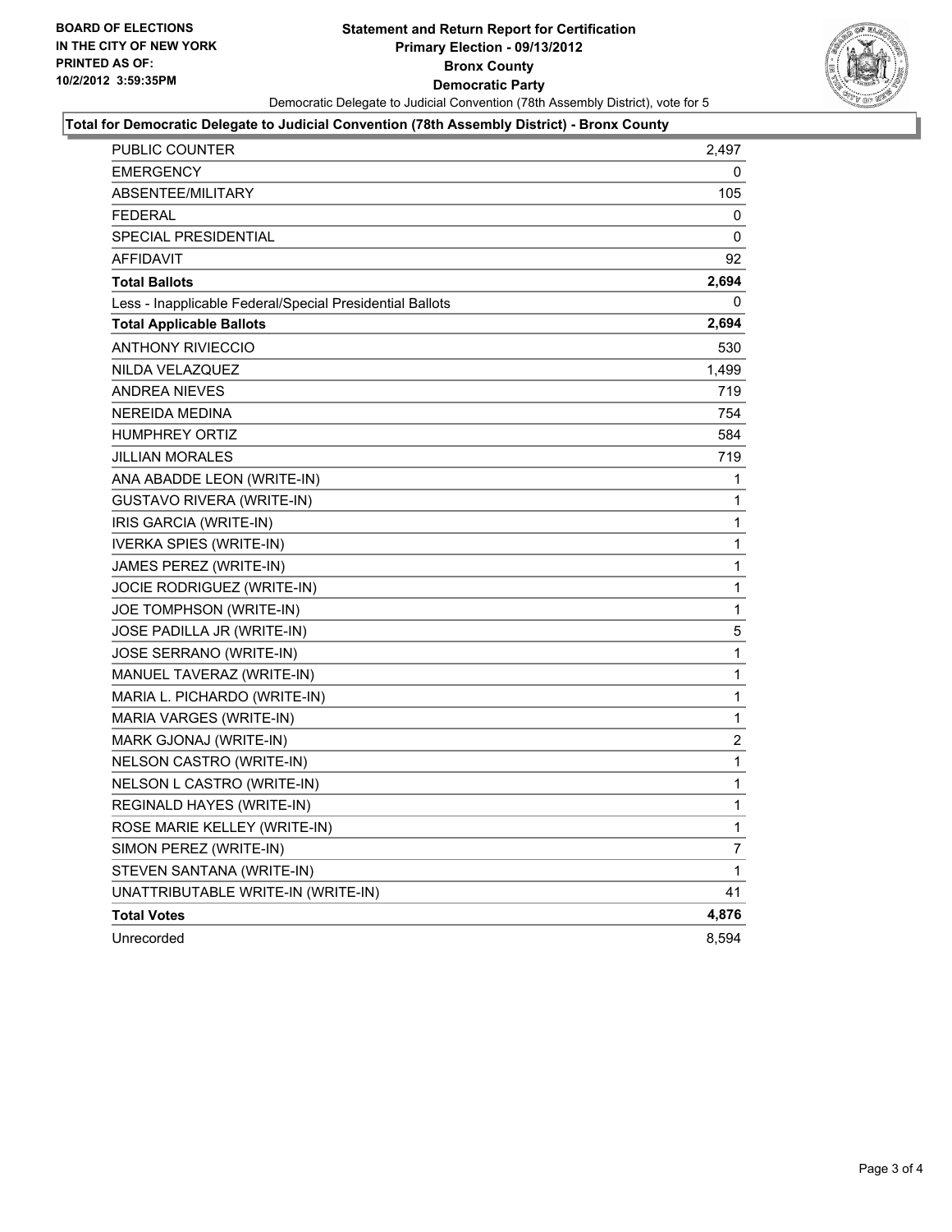**BOARD OF ELECTIONS**
**IN THE CITY OF NEW YORK**
**PRINTED AS OF:**
**10/2/2012 3:59:35PM**

# Statement and Return Report for Certification
## Primary Election - 09/13/2012
## Bronx County
## Democratic Party

Democratic Delegate to Judicial Convention (78th Assembly District), vote for 5

**Total for Democratic Delegate to Judicial Convention (78th Assembly District) - Bronx County**

| | |
|---|---|
| PUBLIC COUNTER | 2,497 |
| EMERGENCY | 0 |
| ABSENTEE/MILITARY | 105 |
| FEDERAL | 0 |
| SPECIAL PRESIDENTIAL | 0 |
| AFFIDAVIT | 92 |
| **Total Ballots** | **2,694** |
| Less - Inapplicable Federal/Special Presidential Ballots | 0 |
| **Total Applicable Ballots** | **2,694** |
| ANTHONY RIVIECCIO | 530 |
| NILDA VELAZQUEZ | 1,499 |
| ANDREA NIEVES | 719 |
| NEREIDA MEDINA | 754 |
| HUMPHREY ORTIZ | 584 |
| JILLIAN MORALES | 719 |
| ANA ABADDE LEON (WRITE-IN) | 1 |
| GUSTAVO RIVERA (WRITE-IN) | 1 |
| IRIS GARCIA (WRITE-IN) | 1 |
| IVERKA SPIES (WRITE-IN) | 1 |
| JAMES PEREZ (WRITE-IN) | 1 |
| JOCIE RODRIGUEZ (WRITE-IN) | 1 |
| JOE TOMPHSON (WRITE-IN) | 1 |
| JOSE PADILLA JR (WRITE-IN) | 5 |
| JOSE SERRANO (WRITE-IN) | 1 |
| MANUEL TAVERAZ (WRITE-IN) | 1 |
| MARIA L. PICHARDO (WRITE-IN) | 1 |
| MARIA VARGES (WRITE-IN) | 1 |
| MARK GJONAJ (WRITE-IN) | 2 |
| NELSON CASTRO (WRITE-IN) | 1 |
| NELSON L CASTRO (WRITE-IN) | 1 |
| REGINALD HAYES (WRITE-IN) | 1 |
| ROSE MARIE KELLEY (WRITE-IN) | 1 |
| SIMON PEREZ (WRITE-IN) | 7 |
| STEVEN SANTANA (WRITE-IN) | 1 |
| UNATTRIBUTABLE WRITE-IN (WRITE-IN) | 41 |
| **Total Votes** | **4,876** |
| Unrecorded | 8,594 |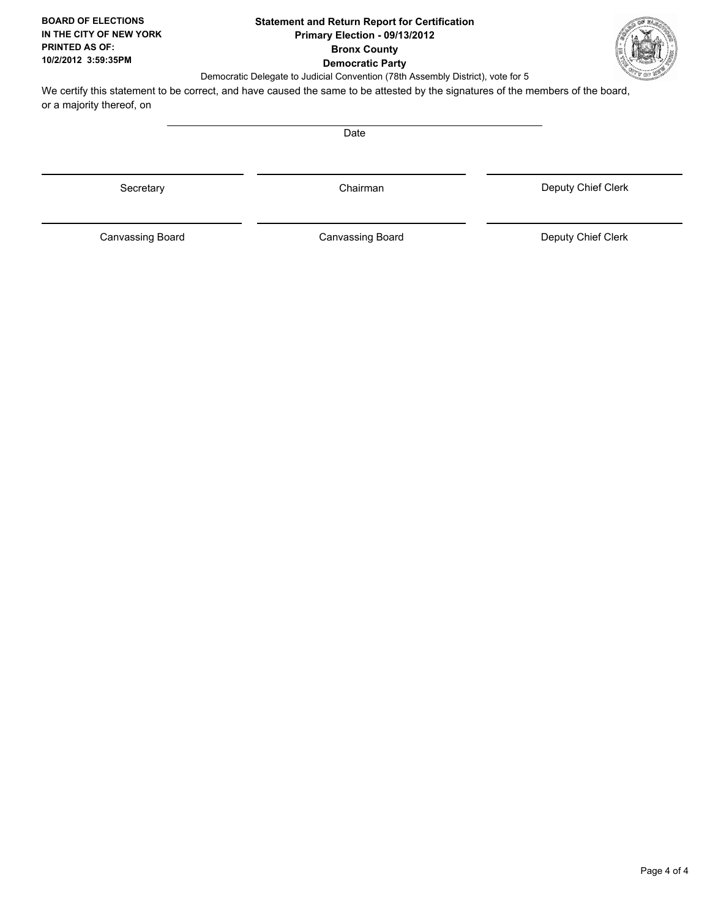**BOARD OF ELECTIONS**
**IN THE CITY OF NEW YORK**
**PRINTED AS OF:**
**10/2/2012 3:59:35PM**

**Statement and Return Report for Certification**
**Primary Election - 09/13/2012**
**Bronx County**
**Democratic Party**

Democratic Delegate to Judicial Convention (78th Assembly District), vote for 5

We certify this statement to be correct, and have caused the same to be attested by the signatures of the members of the board, or a majority thereof, on

\_\_\_\_\_\_\_\_\_\_\_\_\_\_\_\_\_\_\_\_\_\_\_\_\_\_\_\_\_\_\_\_\_\_\_\_\_\_\_\_
Date

| | | |
|---|---|---|
| Secretary | Chairman | Deputy Chief Clerk |
| Canvassing Board | Canvassing Board | Deputy Chief Clerk |